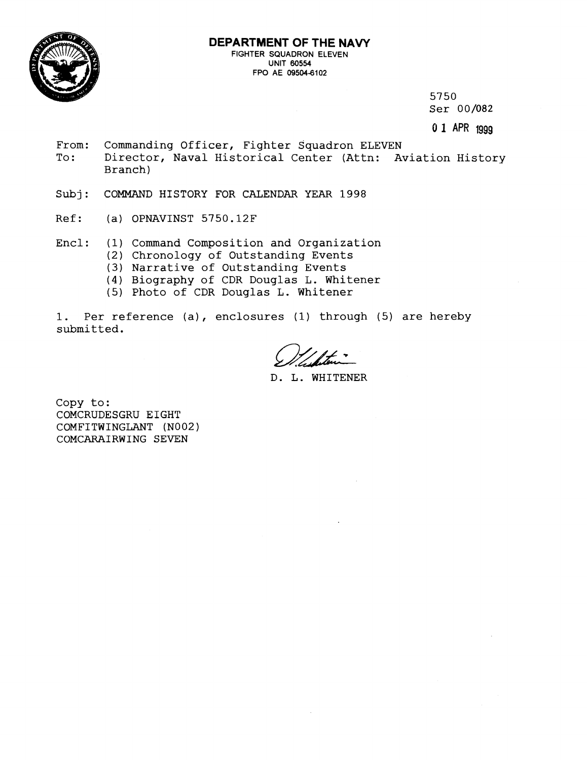**DEPARTMENT OF THE NAVY**
FIGHTER SQUADRON ELEVEN
UNIT 60554
FPO AE 09504-6102

5750
Ser 00/082

01 APR 1999

From: Commanding Officer, Fighter Squadron ELEVEN
To: Director, Naval Historical Center (Attn: Aviation History Branch)

Subj: COMMAND HISTORY FOR CALENDAR YEAR 1998

Ref: (a) OPNAVINST 5750.12F

Encl: (1) Command Composition and Organization
(2) Chronology of Outstanding Events
(3) Narrative of Outstanding Events
(4) Biography of CDR Douglas L. Whitener
(5) Photo of CDR Douglas L. Whitener

1. Per reference (a), enclosures (1) through (5) are hereby submitted.

D. L. WHITENER

Copy to:
COMCRUDESGRU EIGHT
COMFITWINGLANT (N002)
COMCARAIRWING SEVEN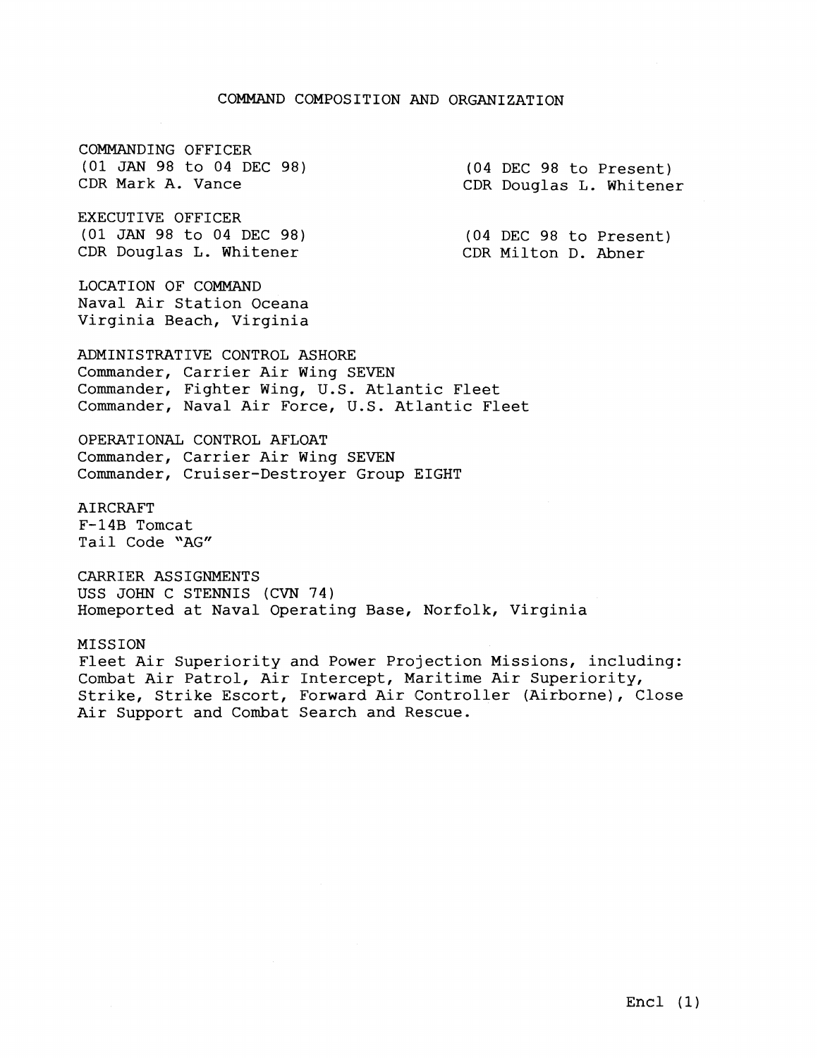# COMMAND COMPOSITION AND ORGANIZATION

COMMANDING OFFICER

(01 JAN 98 to 04 DEC 98)
CDR Mark A. Vance

(04 DEC 98 to Present)
CDR Douglas L. Whitener

EXECUTIVE OFFICER

(01 JAN 98 to 04 DEC 98)
CDR Douglas L. Whitener

(04 DEC 98 to Present)
CDR Milton D. Abner

LOCATION OF COMMAND
Naval Air Station Oceana
Virginia Beach, Virginia

ADMINISTRATIVE CONTROL ASHORE
Commander, Carrier Air Wing SEVEN
Commander, Fighter Wing, U.S. Atlantic Fleet
Commander, Naval Air Force, U.S. Atlantic Fleet

OPERATIONAL CONTROL AFLOAT
Commander, Carrier Air Wing SEVEN
Commander, Cruiser-Destroyer Group EIGHT

AIRCRAFT
F-14B Tomcat
Tail Code "AG"

CARRIER ASSIGNMENTS
USS JOHN C STENNIS (CVN 74)
Homeported at Naval Operating Base, Norfolk, Virginia

MISSION
Fleet Air Superiority and Power Projection Missions, including: Combat Air Patrol, Air Intercept, Maritime Air Superiority, Strike, Strike Escort, Forward Air Controller (Airborne), Close Air Support and Combat Search and Rescue.

Encl (1)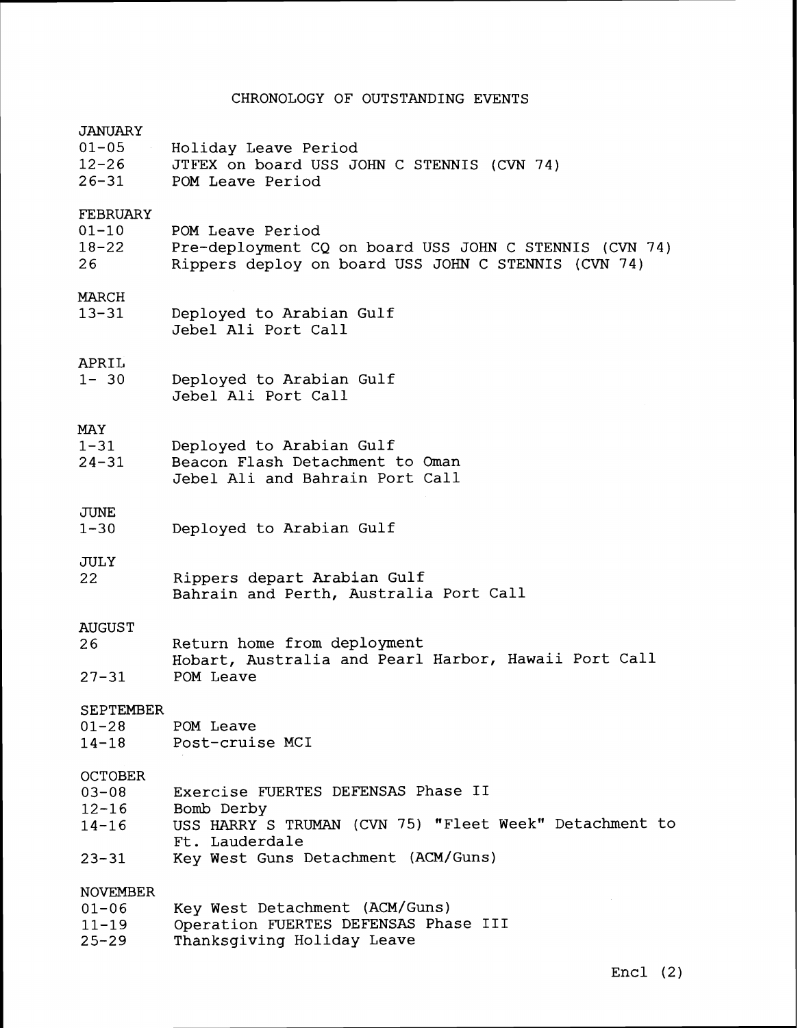# CHRONOLOGY OF OUTSTANDING EVENTS

**JANUARY**

| | |
|---|---|
| 01-05 | Holiday Leave Period |
| 12-26 | JTFEX on board USS JOHN C STENNIS (CVN 74) |
| 26-31 | POM Leave Period |

**FEBRUARY**

| | |
|---|---|
| 01-10 | POM Leave Period |
| 18-22 | Pre-deployment CQ on board USS JOHN C STENNIS (CVN 74) |
| 26 | Rippers deploy on board USS JOHN C STENNIS (CVN 74) |

**MARCH**

| | |
|---|---|
| 13-31 | Deployed to Arabian Gulf<br>Jebel Ali Port Call |

**APRIL**

| | |
|---|---|
| 1- 30 | Deployed to Arabian Gulf<br>Jebel Ali Port Call |

**MAY**

| | |
|---|---|
| 1-31 | Deployed to Arabian Gulf |
| 24-31 | Beacon Flash Detachment to Oman<br>Jebel Ali and Bahrain Port Call |

**JUNE**

| | |
|---|---|
| 1-30 | Deployed to Arabian Gulf |

**JULY**

| | |
|---|---|
| 22 | Rippers depart Arabian Gulf<br>Bahrain and Perth, Australia Port Call |

**AUGUST**

| | |
|---|---|
| 26 | Return home from deployment<br>Hobart, Australia and Pearl Harbor, Hawaii Port Call |
| 27-31 | POM Leave |

**SEPTEMBER**

| | |
|---|---|
| 01-28 | POM Leave |
| 14-18 | Post-cruise MCI |

**OCTOBER**

| | |
|---|---|
| 03-08 | Exercise FUERTES DEFENSAS Phase II |
| 12-16 | Bomb Derby |
| 14-16 | USS HARRY S TRUMAN (CVN 75) "Fleet Week" Detachment to Ft. Lauderdale |
| 23-31 | Key West Guns Detachment (ACM/Guns) |

**NOVEMBER**

| | |
|---|---|
| 01-06 | Key West Detachment (ACM/Guns) |
| 11-19 | Operation FUERTES DEFENSAS Phase III |
| 25-29 | Thanksgiving Holiday Leave |

Encl (2)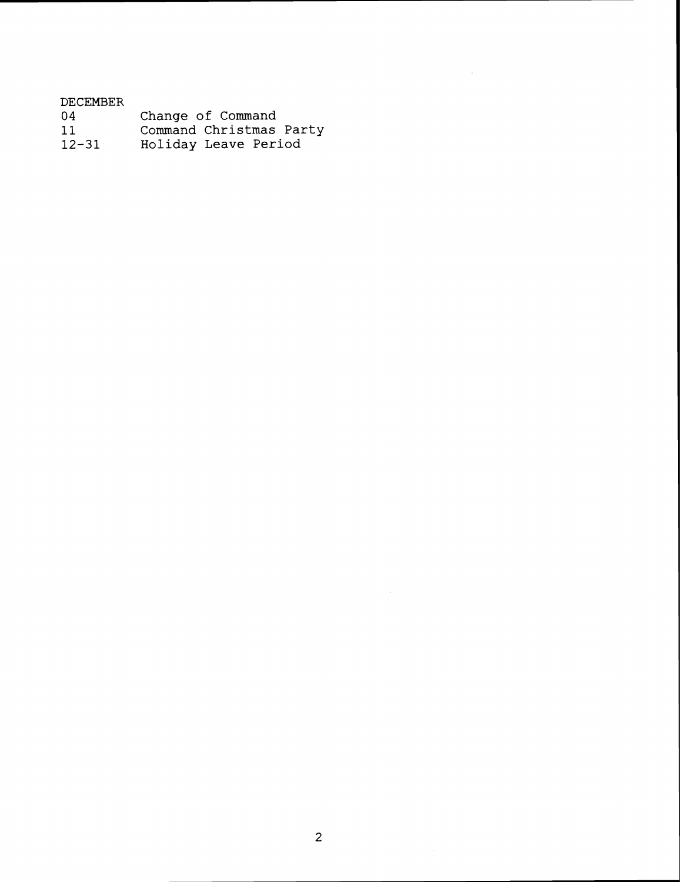DECEMBER

| | |
|---|---|
| 04 | Change of Command |
| 11 | Command Christmas Party |
| 12-31 | Holiday Leave Period |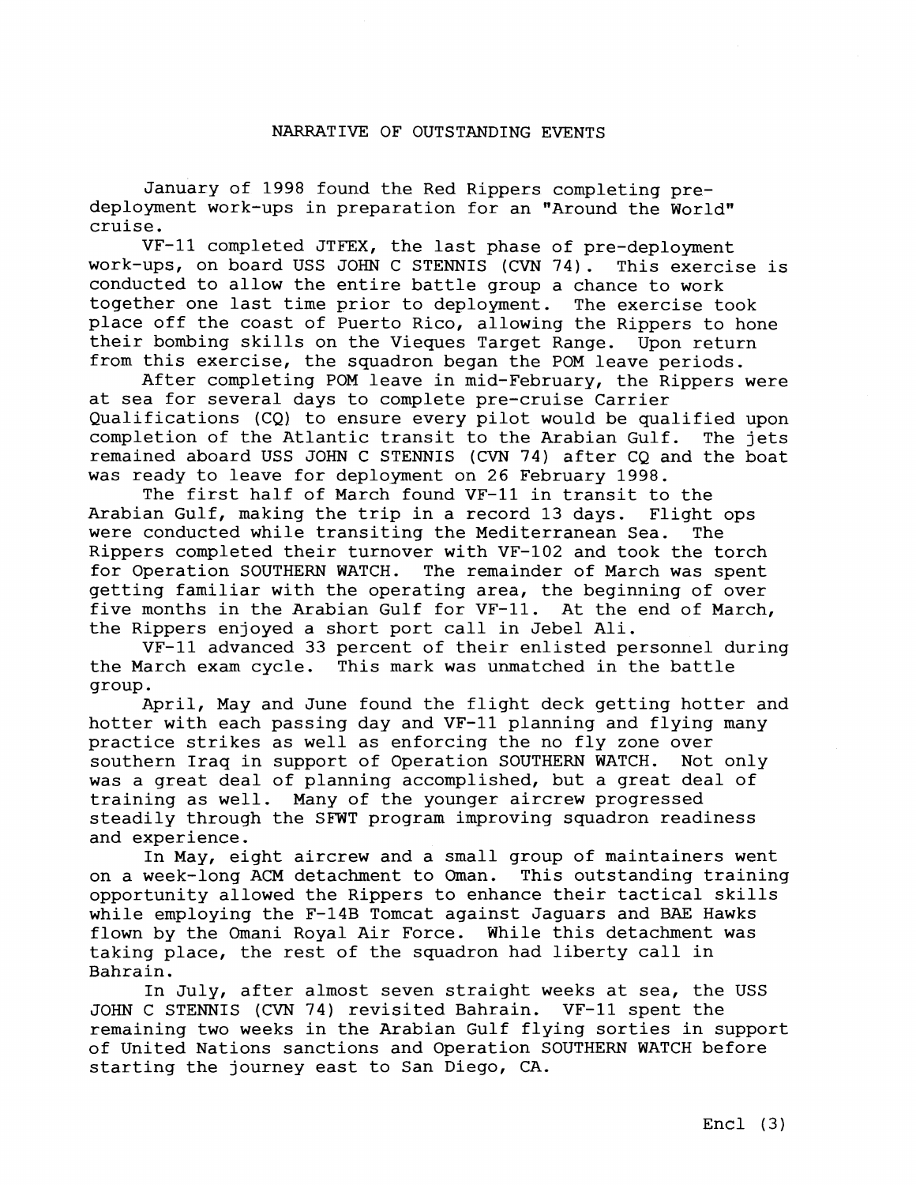# NARRATIVE OF OUTSTANDING EVENTS

January of 1998 found the Red Rippers completing pre-deployment work-ups in preparation for an "Around the World" cruise.

VF-11 completed JTFEX, the last phase of pre-deployment work-ups, on board USS JOHN C STENNIS (CVN 74). This exercise is conducted to allow the entire battle group a chance to work together one last time prior to deployment. The exercise took place off the coast of Puerto Rico, allowing the Rippers to hone their bombing skills on the Vieques Target Range. Upon return from this exercise, the squadron began the POM leave periods.

After completing POM leave in mid-February, the Rippers were at sea for several days to complete pre-cruise Carrier Qualifications (CQ) to ensure every pilot would be qualified upon completion of the Atlantic transit to the Arabian Gulf. The jets remained aboard USS JOHN C STENNIS (CVN 74) after CQ and the boat was ready to leave for deployment on 26 February 1998.

The first half of March found VF-11 in transit to the Arabian Gulf, making the trip in a record 13 days. Flight ops were conducted while transiting the Mediterranean Sea. The Rippers completed their turnover with VF-102 and took the torch for Operation SOUTHERN WATCH. The remainder of March was spent getting familiar with the operating area, the beginning of over five months in the Arabian Gulf for VF-11. At the end of March, the Rippers enjoyed a short port call in Jebel Ali.

VF-11 advanced 33 percent of their enlisted personnel during the March exam cycle. This mark was unmatched in the battle group.

April, May and June found the flight deck getting hotter and hotter with each passing day and VF-11 planning and flying many practice strikes as well as enforcing the no fly zone over southern Iraq in support of Operation SOUTHERN WATCH. Not only was a great deal of planning accomplished, but a great deal of training as well. Many of the younger aircrew progressed steadily through the SFWT program improving squadron readiness and experience.

In May, eight aircrew and a small group of maintainers went on a week-long ACM detachment to Oman. This outstanding training opportunity allowed the Rippers to enhance their tactical skills while employing the F-14B Tomcat against Jaguars and BAE Hawks flown by the Omani Royal Air Force. While this detachment was taking place, the rest of the squadron had liberty call in Bahrain.

In July, after almost seven straight weeks at sea, the USS JOHN C STENNIS (CVN 74) revisited Bahrain. VF-11 spent the remaining two weeks in the Arabian Gulf flying sorties in support of United Nations sanctions and Operation SOUTHERN WATCH before starting the journey east to San Diego, CA.

Encl (3)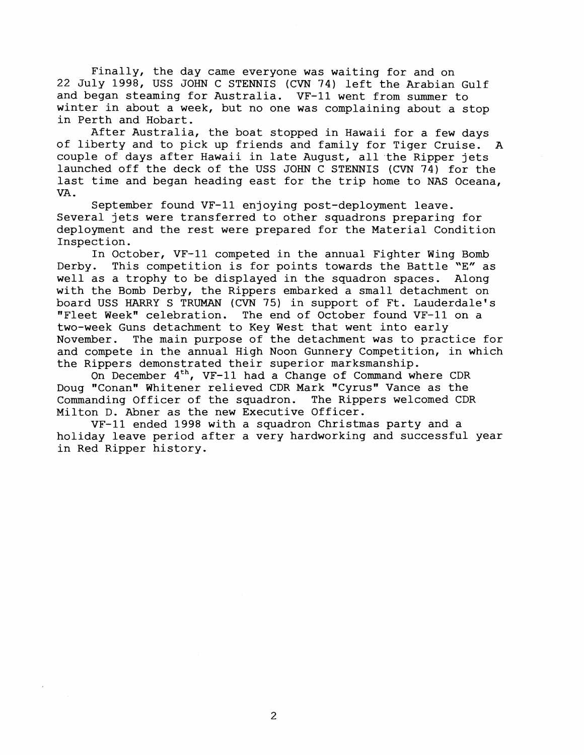Finally, the day came everyone was waiting for and on 22 July 1998, USS JOHN C STENNIS (CVN 74) left the Arabian Gulf and began steaming for Australia. VF-11 went from summer to winter in about a week, but no one was complaining about a stop in Perth and Hobart.

After Australia, the boat stopped in Hawaii for a few days of liberty and to pick up friends and family for Tiger Cruise. A couple of days after Hawaii in late August, all the Ripper jets launched off the deck of the USS JOHN C STENNIS (CVN 74) for the last time and began heading east for the trip home to NAS Oceana, VA.

September found VF-11 enjoying post-deployment leave. Several jets were transferred to other squadrons preparing for deployment and the rest were prepared for the Material Condition Inspection.

In October, VF-11 competed in the annual Fighter Wing Bomb Derby. This competition is for points towards the Battle "E" as well as a trophy to be displayed in the squadron spaces. Along with the Bomb Derby, the Rippers embarked a small detachment on board USS HARRY S TRUMAN (CVN 75) in support of Ft. Lauderdale's "Fleet Week" celebration. The end of October found VF-11 on a two-week Guns detachment to Key West that went into early November. The main purpose of the detachment was to practice for and compete in the annual High Noon Gunnery Competition, in which the Rippers demonstrated their superior marksmanship.

On December 4th, VF-11 had a Change of Command where CDR Doug "Conan" Whitener relieved CDR Mark "Cyrus" Vance as the Commanding Officer of the squadron. The Rippers welcomed CDR Milton D. Abner as the new Executive Officer.

VF-11 ended 1998 with a squadron Christmas party and a holiday leave period after a very hardworking and successful year in Red Ripper history.